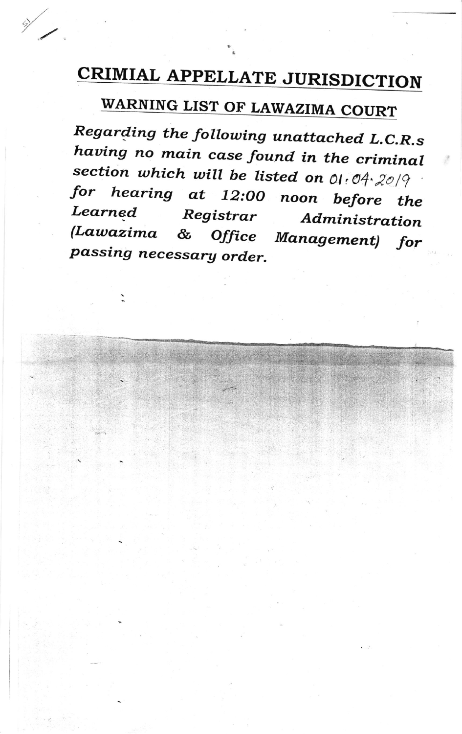# CRIMIAL APPELLATE JURISDICTION

## WARNING LIST OF LAWAZIMA COURT

*Regarding the following unattached L.C.R.s having no main case found in the criminal section which will be listed on 01.04.2019 for hearing at 12:00 noon before the Learned Registrar Administration (Lawazima & Office Management) for passing necessary order.*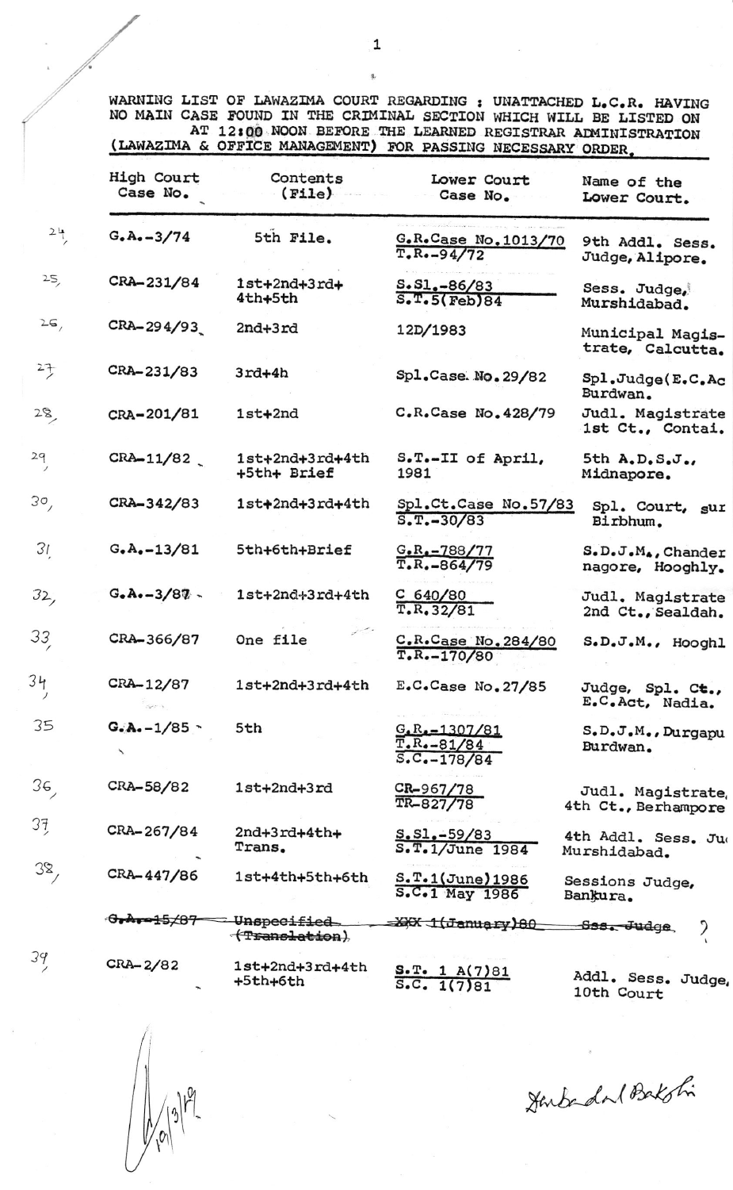WARNING LIST OF LAWAZIMA COURT REGARDING : UNATTACHED L.C.R. HAVING NO MAIN CASE FOUND IN THE CRIMINAL SECTION WHICH WILL BE LISTED ON AT 12:00 NOON BEFORE THE LEARNED REGISTRAR ADMINISTRATION (LAWAZIMA & OFFICE MANAGEMENT) FOR PASSING NECESSARY ORDER.

| | High Court Case No. | Contents (File) | Lower Court Case No. | Name of the Lower Court. |
|---|---|---|---|---|
| 24 | G.A.-3/74 | 5th File. | G.R.Case No.1013/70 T.R.-94/72 | 9th Addl. Sess. Judge, Alipore. |
| 25 | CRA-231/84 | 1st+2nd+3rd+ 4th+5th | S.Sl.-86/83 S.T.5(Feb)84 | Sess. Judge, Murshidabad. |
| 26 | CRA-294/93 | 2nd+3rd | 12D/1983 | Municipal Magistrate, Calcutta. |
| 27 | CRA-231/83 | 3rd+4h | Spl.Case. No.29/82 | Spl.Judge(E.C.Ac Burdwan. |
| 28 | CRA-201/81 | 1st+2nd | C.R.Case No.428/79 | Judl. Magistrate 1st Ct., Contai. |
| 29 | CRA-11/82 | 1st+2nd+3rd+4th +5th+ Brief | S.T.-II of April, 1981 | 5th A.D.S.J., Midnapore. |
| 30 | CRA-342/83 | 1st+2nd+3rd+4th | Spl.Ct.Case No.57/83 S.T.-30/83 | Spl. Court, sur Birbhum. |
| 31 | G.A.-13/81 | 5th+6th+Brief | G.R.-788/77 T.R.-864/79 | S.D.J.M., Chandernagore, Hooghly. |
| 32 | G.A.-3/87 | 1st+2nd+3rd+4th | C 640/80 T.R.32/81 | Judl. Magistrate 2nd Ct., Sealdah. |
| 33 | CRA-366/87 | One file | C.R.Case No.284/80 T.R.-170/80 | S.D.J.M., Hooghl |
| 34 | CRA-12/87 | 1st+2nd+3rd+4th | E.C.Case No.27/85 | Judge, Spl. Ct., E.C.Act, Nadia. |
| 35 | G.A.-1/85 | 5th | G.R.-1307/81 T.R.-81/84 S.C.-178/84 | S.D.J.M., Durgapu Burdwan. |
| 36 | CRA-58/82 | 1st+2nd+3rd | CR-967/78 TR-827/78 | Judl. Magistrate, 4th Ct., Berhampore |
| 37 | CRA-267/84 | 2nd+3rd+4th+ Trans. | S.Sl.-59/83 S.T.1/June 1984 | 4th Addl. Sess. Ju Murshidabad. |
| 38 | CRA-447/86 | 1st+4th+5th+6th | S.T.1(June)1986 S.C.1 May 1986 | Sessions Judge, Bankura. |
| | ~~G.A.-15/87~~ | ~~Unspecified (Translation)~~ | ~~XXX 1(January)80~~ | ~~Ses. Judge~~ ? |
| 39 | CRA-2/82 | 1st+2nd+3rd+4th +5th+6th | S.T. 1 A(7)81 S.C. 1(7)81 | Addl. Sess. Judge, 10th Court |

19/3/19

Harbadal Bakshi